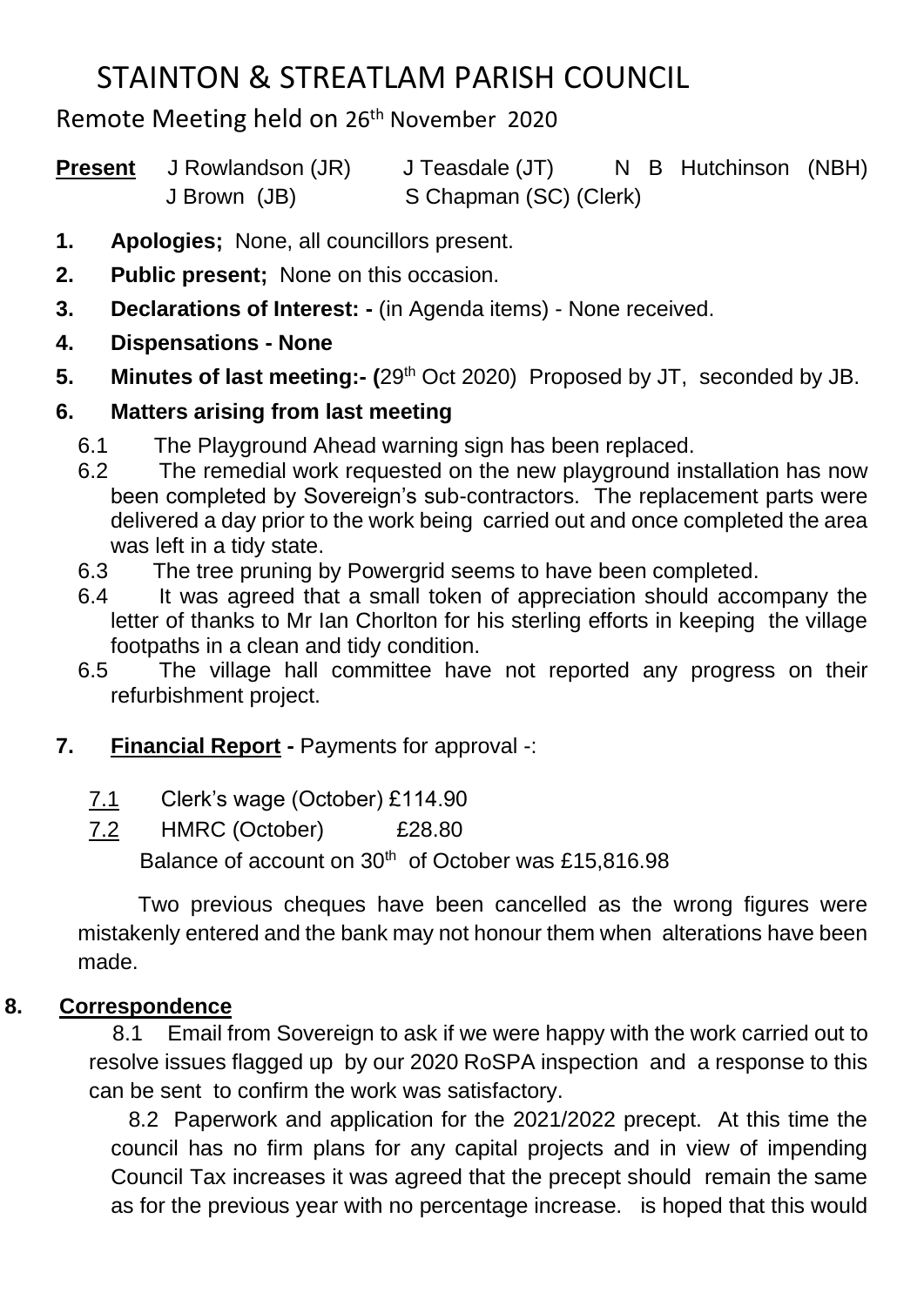# STAINTON & STREATLAM PARISH COUNCIL

## Remote Meeting held on 26th November 2020

**Present** J Rowlandson (JR) J Teasdale (JT) N B Hutchinson (NBH) J Brown (JB) S Chapman (SC) (Clerk)

1. **Apologies;** None, all councillors present.
2. **Public present;** None on this occasion.
3. **Declarations of Interest: -** (in Agenda items) - None received.
4. **Dispensations - None**
5. **Minutes of last meeting:- (**29th Oct 2020) Proposed by JT, seconded by JB.
6. **Matters arising from last meeting**
   - 6.1 The Playground Ahead warning sign has been replaced.
   - 6.2 The remedial work requested on the new playground installation has now been completed by Sovereign's sub-contractors. The replacement parts were delivered a day prior to the work being carried out and once completed the area was left in a tidy state.
   - 6.3 The tree pruning by Powergrid seems to have been completed.
   - 6.4 It was agreed that a small token of appreciation should accompany the letter of thanks to Mr Ian Chorlton for his sterling efforts in keeping the village footpaths in a clean and tidy condition.
   - 6.5 The village hall committee have not reported any progress on their refurbishment project.
7. **Financial Report -** Payments for approval -:
   - 7.1 Clerk's wage (October) £114.90
   - 7.2 HMRC (October) £28.80

   Balance of account on 30th of October was £15,816.98

   Two previous cheques have been cancelled as the wrong figures were mistakenly entered and the bank may not honour them when alterations have been made.

8. **Correspondence**

   8.1 Email from Sovereign to ask if we were happy with the work carried out to resolve issues flagged up by our 2020 RoSPA inspection and a response to this can be sent to confirm the work was satisfactory.

   8.2 Paperwork and application for the 2021/2022 precept. At this time the council has no firm plans for any capital projects and in view of impending Council Tax increases it was agreed that the precept should remain the same as for the previous year with no percentage increase. is hoped that this would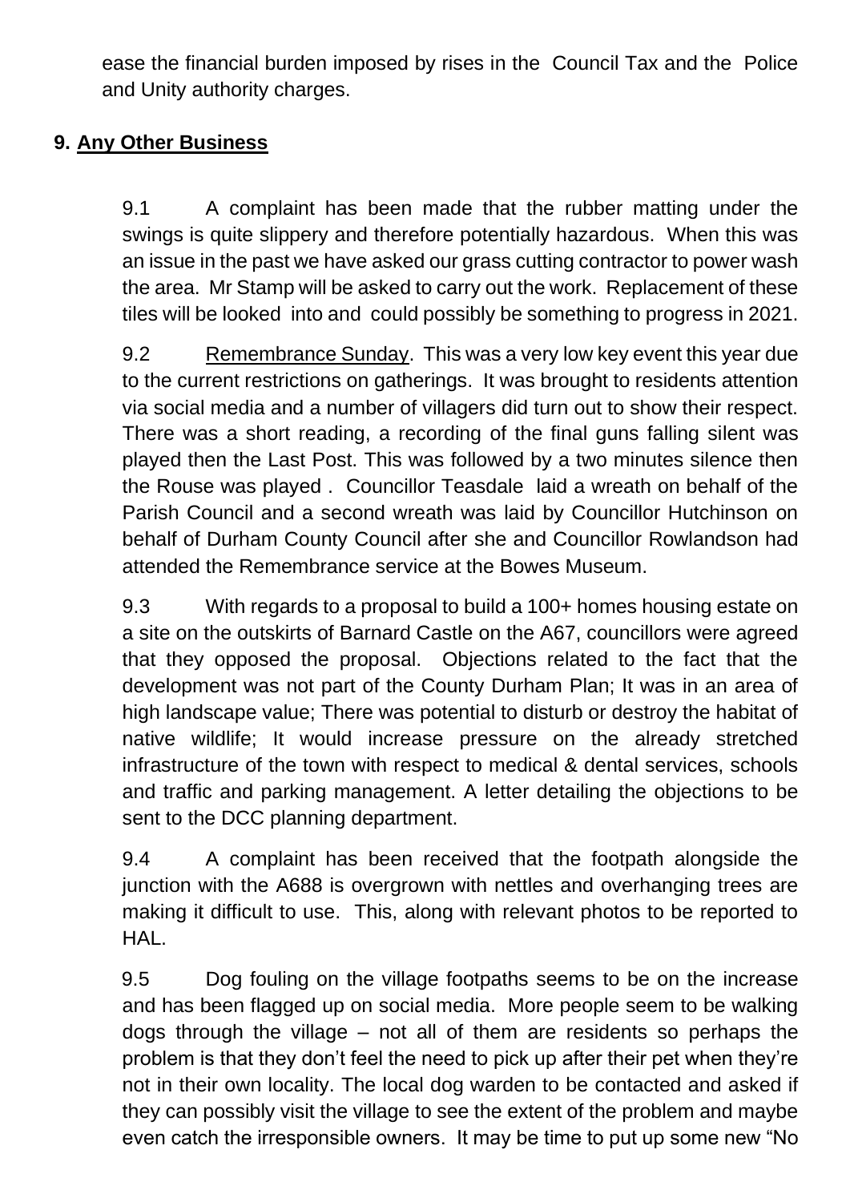ease the financial burden imposed by rises in the Council Tax and the Police and Unity authority charges.

## 9. Any Other Business

9.1 A complaint has been made that the rubber matting under the swings is quite slippery and therefore potentially hazardous. When this was an issue in the past we have asked our grass cutting contractor to power wash the area. Mr Stamp will be asked to carry out the work. Replacement of these tiles will be looked into and could possibly be something to progress in 2021.

9.2 Remembrance Sunday. This was a very low key event this year due to the current restrictions on gatherings. It was brought to residents attention via social media and a number of villagers did turn out to show their respect. There was a short reading, a recording of the final guns falling silent was played then the Last Post. This was followed by a two minutes silence then the Rouse was played . Councillor Teasdale laid a wreath on behalf of the Parish Council and a second wreath was laid by Councillor Hutchinson on behalf of Durham County Council after she and Councillor Rowlandson had attended the Remembrance service at the Bowes Museum.

9.3 With regards to a proposal to build a 100+ homes housing estate on a site on the outskirts of Barnard Castle on the A67, councillors were agreed that they opposed the proposal. Objections related to the fact that the development was not part of the County Durham Plan; It was in an area of high landscape value; There was potential to disturb or destroy the habitat of native wildlife; It would increase pressure on the already stretched infrastructure of the town with respect to medical & dental services, schools and traffic and parking management. A letter detailing the objections to be sent to the DCC planning department.

9.4 A complaint has been received that the footpath alongside the junction with the A688 is overgrown with nettles and overhanging trees are making it difficult to use. This, along with relevant photos to be reported to HAL.

9.5 Dog fouling on the village footpaths seems to be on the increase and has been flagged up on social media. More people seem to be walking dogs through the village – not all of them are residents so perhaps the problem is that they don't feel the need to pick up after their pet when they're not in their own locality. The local dog warden to be contacted and asked if they can possibly visit the village to see the extent of the problem and maybe even catch the irresponsible owners. It may be time to put up some new "No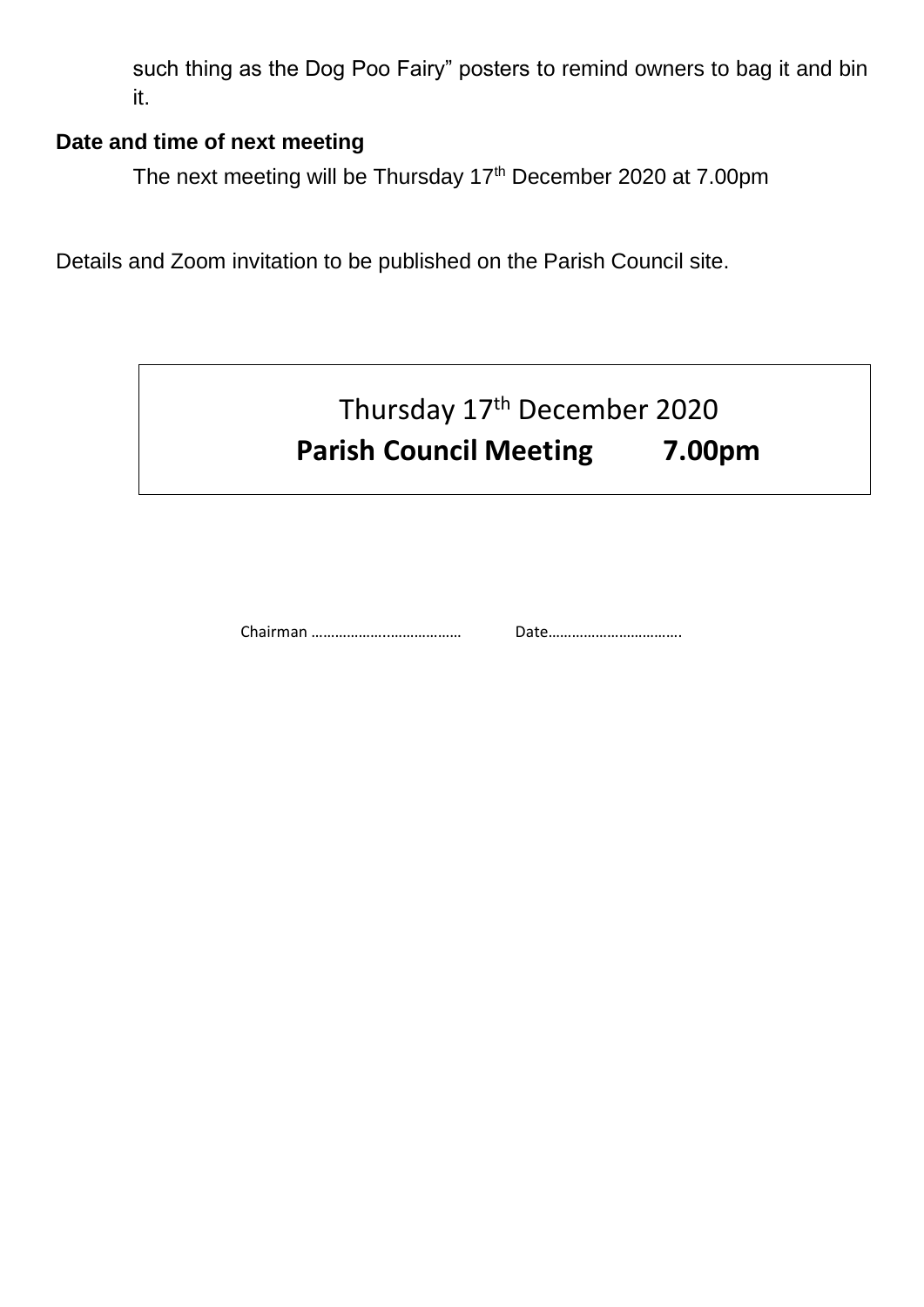such thing as the Dog Poo Fairy" posters to remind owners to bag it and bin it.

**Date and time of next meeting**

The next meeting will be Thursday 17th December 2020 at 7.00pm

Details and Zoom invitation to be published on the Parish Council site.

Thursday 17th December 2020

**Parish Council Meeting 7.00pm**

Chairman ………………..……………… Date…………………………….